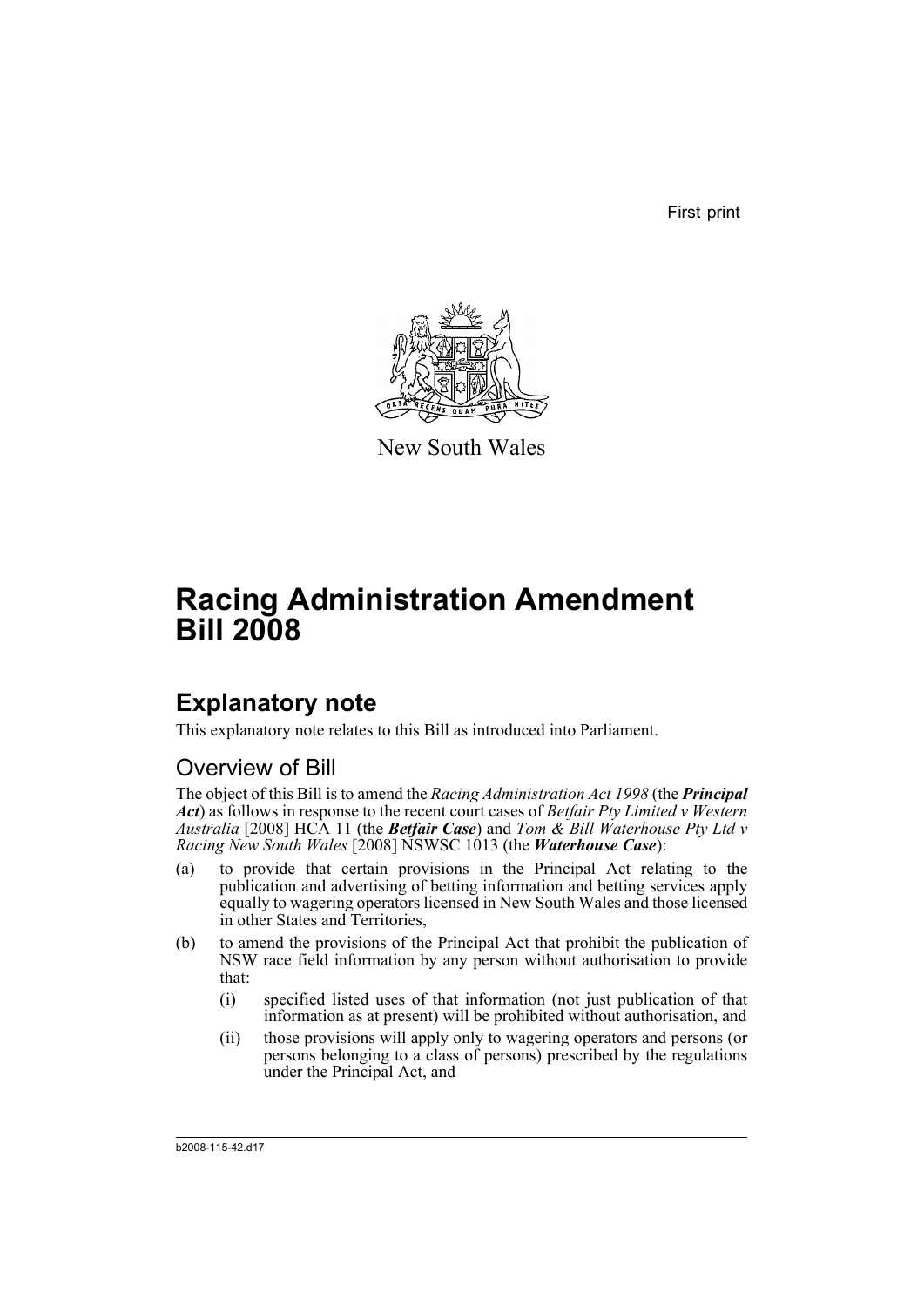First print

New South Wales

# Racing Administration Amendment Bill 2008

## Explanatory note

This explanatory note relates to this Bill as introduced into Parliament.

### Overview of Bill

The object of this Bill is to amend the *Racing Administration Act 1998* (the ***Principal Act***) as follows in response to the recent court cases of *Betfair Pty Limited v Western Australia* [2008] HCA 11 (the ***Betfair Case***) and *Tom & Bill Waterhouse Pty Ltd v Racing New South Wales* [2008] NSWSC 1013 (the ***Waterhouse Case***):

(a) to provide that certain provisions in the Principal Act relating to the publication and advertising of betting information and betting services apply equally to wagering operators licensed in New South Wales and those licensed in other States and Territories,

(b) to amend the provisions of the Principal Act that prohibit the publication of NSW race field information by any person without authorisation to provide that:

  (i) specified listed uses of that information (not just publication of that information as at present) will be prohibited without authorisation, and

  (ii) those provisions will apply only to wagering operators and persons (or persons belonging to a class of persons) prescribed by the regulations under the Principal Act, and

b2008-115-42.d17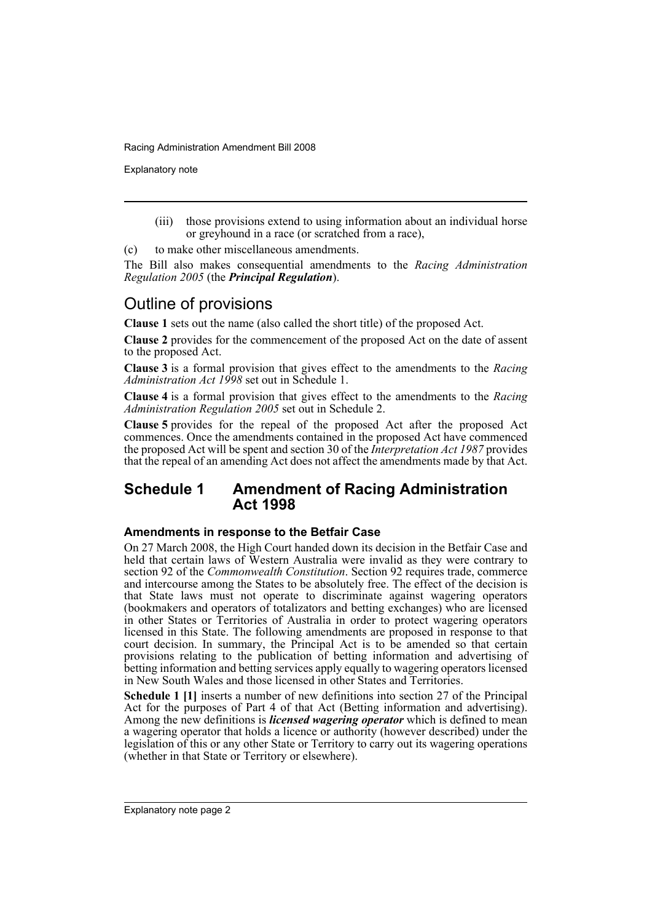(iii) those provisions extend to using information about an individual horse or greyhound in a race (or scratched from a race),

(c) to make other miscellaneous amendments.

The Bill also makes consequential amendments to the *Racing Administration Regulation 2005* (the ***Principal Regulation***).

## Outline of provisions

**Clause 1** sets out the name (also called the short title) of the proposed Act.

**Clause 2** provides for the commencement of the proposed Act on the date of assent to the proposed Act.

**Clause 3** is a formal provision that gives effect to the amendments to the *Racing Administration Act 1998* set out in Schedule 1.

**Clause 4** is a formal provision that gives effect to the amendments to the *Racing Administration Regulation 2005* set out in Schedule 2.

**Clause 5** provides for the repeal of the proposed Act after the proposed Act commences. Once the amendments contained in the proposed Act have commenced the proposed Act will be spent and section 30 of the *Interpretation Act 1987* provides that the repeal of an amending Act does not affect the amendments made by that Act.

## Schedule 1 Amendment of Racing Administration Act 1998

### Amendments in response to the Betfair Case

On 27 March 2008, the High Court handed down its decision in the Betfair Case and held that certain laws of Western Australia were invalid as they were contrary to section 92 of the *Commonwealth Constitution*. Section 92 requires trade, commerce and intercourse among the States to be absolutely free. The effect of the decision is that State laws must not operate to discriminate against wagering operators (bookmakers and operators of totalizators and betting exchanges) who are licensed in other States or Territories of Australia in order to protect wagering operators licensed in this State. The following amendments are proposed in response to that court decision. In summary, the Principal Act is to be amended so that certain provisions relating to the publication of betting information and advertising of betting information and betting services apply equally to wagering operators licensed in New South Wales and those licensed in other States and Territories.

**Schedule 1 [1]** inserts a number of new definitions into section 27 of the Principal Act for the purposes of Part 4 of that Act (Betting information and advertising). Among the new definitions is ***licensed wagering operator*** which is defined to mean a wagering operator that holds a licence or authority (however described) under the legislation of this or any other State or Territory to carry out its wagering operations (whether in that State or Territory or elsewhere).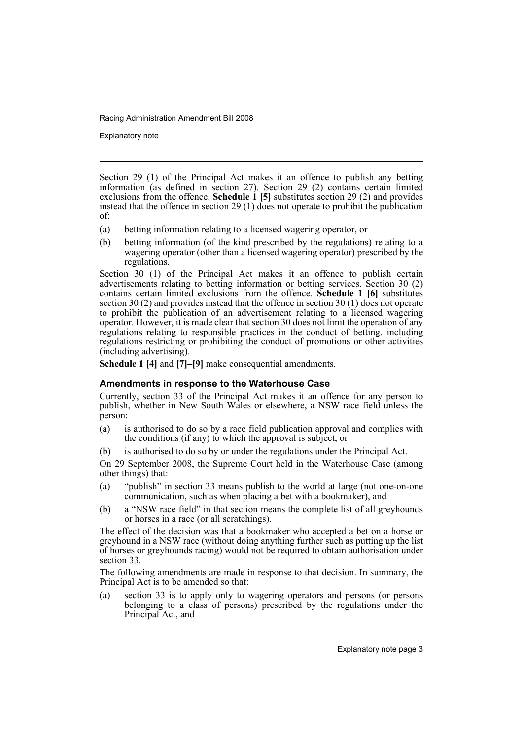Section 29 (1) of the Principal Act makes it an offence to publish any betting information (as defined in section 27). Section 29 (2) contains certain limited exclusions from the offence. **Schedule 1 [5]** substitutes section 29 (2) and provides instead that the offence in section 29 (1) does not operate to prohibit the publication of:

(a) betting information relating to a licensed wagering operator, or

(b) betting information (of the kind prescribed by the regulations) relating to a wagering operator (other than a licensed wagering operator) prescribed by the regulations.

Section 30 (1) of the Principal Act makes it an offence to publish certain advertisements relating to betting information or betting services. Section 30 (2) contains certain limited exclusions from the offence. **Schedule 1 [6]** substitutes section 30 (2) and provides instead that the offence in section 30 (1) does not operate to prohibit the publication of an advertisement relating to a licensed wagering operator. However, it is made clear that section 30 does not limit the operation of any regulations relating to responsible practices in the conduct of betting, including regulations restricting or prohibiting the conduct of promotions or other activities (including advertising).

**Schedule 1 [4]** and **[7]–[9]** make consequential amendments.

### Amendments in response to the Waterhouse Case

Currently, section 33 of the Principal Act makes it an offence for any person to publish, whether in New South Wales or elsewhere, a NSW race field unless the person:

(a) is authorised to do so by a race field publication approval and complies with the conditions (if any) to which the approval is subject, or

(b) is authorised to do so by or under the regulations under the Principal Act.

On 29 September 2008, the Supreme Court held in the Waterhouse Case (among other things) that:

(a) "publish" in section 33 means publish to the world at large (not one-on-one communication, such as when placing a bet with a bookmaker), and

(b) a "NSW race field" in that section means the complete list of all greyhounds or horses in a race (or all scratchings).

The effect of the decision was that a bookmaker who accepted a bet on a horse or greyhound in a NSW race (without doing anything further such as putting up the list of horses or greyhounds racing) would not be required to obtain authorisation under section 33.

The following amendments are made in response to that decision. In summary, the Principal Act is to be amended so that:

(a) section 33 is to apply only to wagering operators and persons (or persons belonging to a class of persons) prescribed by the regulations under the Principal Act, and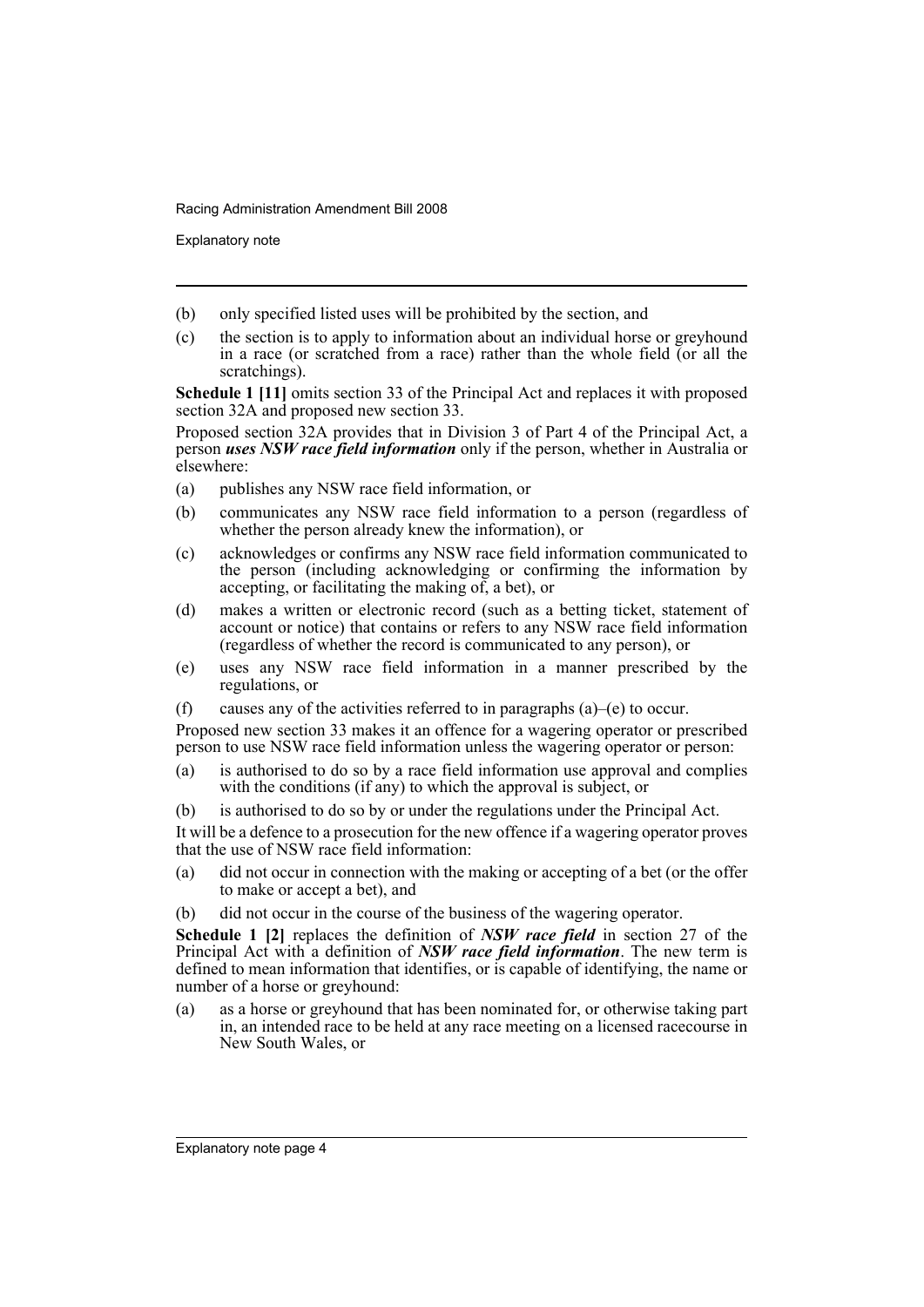(b) only specified listed uses will be prohibited by the section, and

(c) the section is to apply to information about an individual horse or greyhound in a race (or scratched from a race) rather than the whole field (or all the scratchings).

**Schedule 1 [11]** omits section 33 of the Principal Act and replaces it with proposed section 32A and proposed new section 33.

Proposed section 32A provides that in Division 3 of Part 4 of the Principal Act, a person ***uses NSW race field information*** only if the person, whether in Australia or elsewhere:

(a) publishes any NSW race field information, or

(b) communicates any NSW race field information to a person (regardless of whether the person already knew the information), or

(c) acknowledges or confirms any NSW race field information communicated to the person (including acknowledging or confirming the information by accepting, or facilitating the making of, a bet), or

(d) makes a written or electronic record (such as a betting ticket, statement of account or notice) that contains or refers to any NSW race field information (regardless of whether the record is communicated to any person), or

(e) uses any NSW race field information in a manner prescribed by the regulations, or

(f) causes any of the activities referred to in paragraphs (a)–(e) to occur.

Proposed new section 33 makes it an offence for a wagering operator or prescribed person to use NSW race field information unless the wagering operator or person:

(a) is authorised to do so by a race field information use approval and complies with the conditions (if any) to which the approval is subject, or

(b) is authorised to do so by or under the regulations under the Principal Act.

It will be a defence to a prosecution for the new offence if a wagering operator proves that the use of NSW race field information:

(a) did not occur in connection with the making or accepting of a bet (or the offer to make or accept a bet), and

(b) did not occur in the course of the business of the wagering operator.

**Schedule 1 [2]** replaces the definition of ***NSW race field*** in section 27 of the Principal Act with a definition of ***NSW race field information***. The new term is defined to mean information that identifies, or is capable of identifying, the name or number of a horse or greyhound:

(a) as a horse or greyhound that has been nominated for, or otherwise taking part in, an intended race to be held at any race meeting on a licensed racecourse in New South Wales, or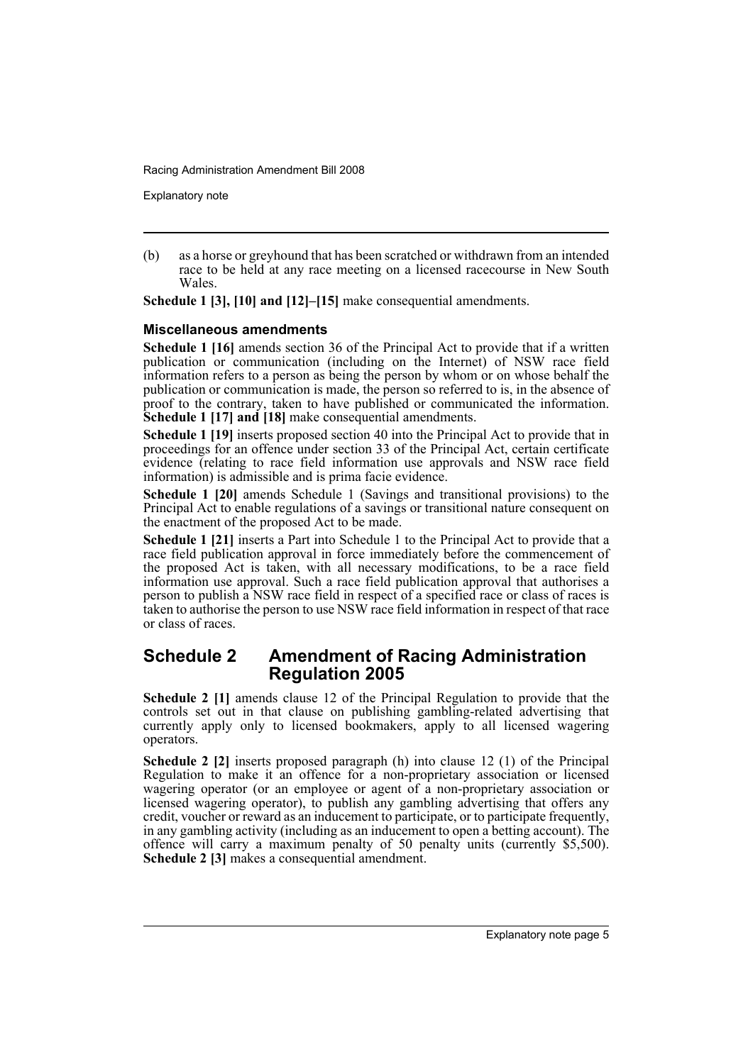(b) as a horse or greyhound that has been scratched or withdrawn from an intended race to be held at any race meeting on a licensed racecourse in New South Wales.

**Schedule 1 [3], [10] and [12]–[15]** make consequential amendments.

#### Miscellaneous amendments

**Schedule 1 [16]** amends section 36 of the Principal Act to provide that if a written publication or communication (including on the Internet) of NSW race field information refers to a person as being the person by whom or on whose behalf the publication or communication is made, the person so referred to is, in the absence of proof to the contrary, taken to have published or communicated the information. **Schedule 1 [17] and [18]** make consequential amendments.

**Schedule 1 [19]** inserts proposed section 40 into the Principal Act to provide that in proceedings for an offence under section 33 of the Principal Act, certain certificate evidence (relating to race field information use approvals and NSW race field information) is admissible and is prima facie evidence.

**Schedule 1 [20]** amends Schedule 1 (Savings and transitional provisions) to the Principal Act to enable regulations of a savings or transitional nature consequent on the enactment of the proposed Act to be made.

**Schedule 1 [21]** inserts a Part into Schedule 1 to the Principal Act to provide that a race field publication approval in force immediately before the commencement of the proposed Act is taken, with all necessary modifications, to be a race field information use approval. Such a race field publication approval that authorises a person to publish a NSW race field in respect of a specified race or class of races is taken to authorise the person to use NSW race field information in respect of that race or class of races.

## Schedule 2 Amendment of Racing Administration Regulation 2005

**Schedule 2 [1]** amends clause 12 of the Principal Regulation to provide that the controls set out in that clause on publishing gambling-related advertising that currently apply only to licensed bookmakers, apply to all licensed wagering operators.

**Schedule 2 [2]** inserts proposed paragraph (h) into clause 12 (1) of the Principal Regulation to make it an offence for a non-proprietary association or licensed wagering operator (or an employee or agent of a non-proprietary association or licensed wagering operator), to publish any gambling advertising that offers any credit, voucher or reward as an inducement to participate, or to participate frequently, in any gambling activity (including as an inducement to open a betting account). The offence will carry a maximum penalty of 50 penalty units (currently $5,500). **Schedule 2 [3]** makes a consequential amendment.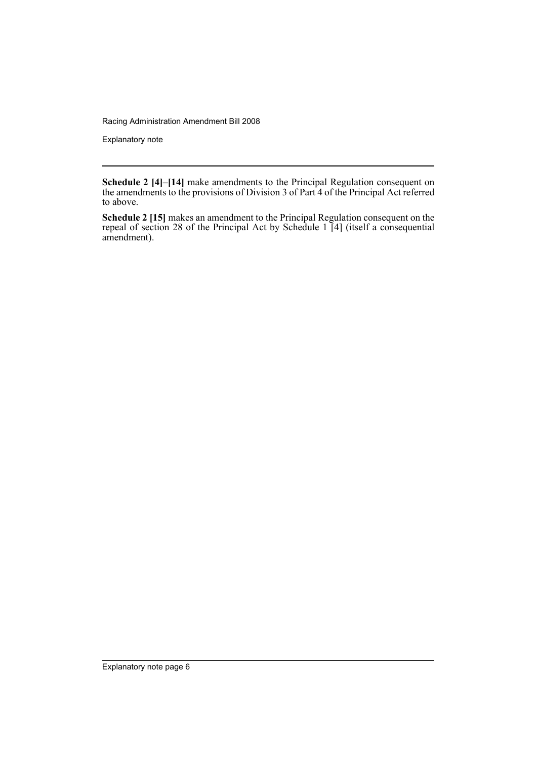**Schedule 2 [4]–[14]** make amendments to the Principal Regulation consequent on the amendments to the provisions of Division 3 of Part 4 of the Principal Act referred to above.

**Schedule 2 [15]** makes an amendment to the Principal Regulation consequent on the repeal of section 28 of the Principal Act by Schedule 1 [4] (itself a consequential amendment).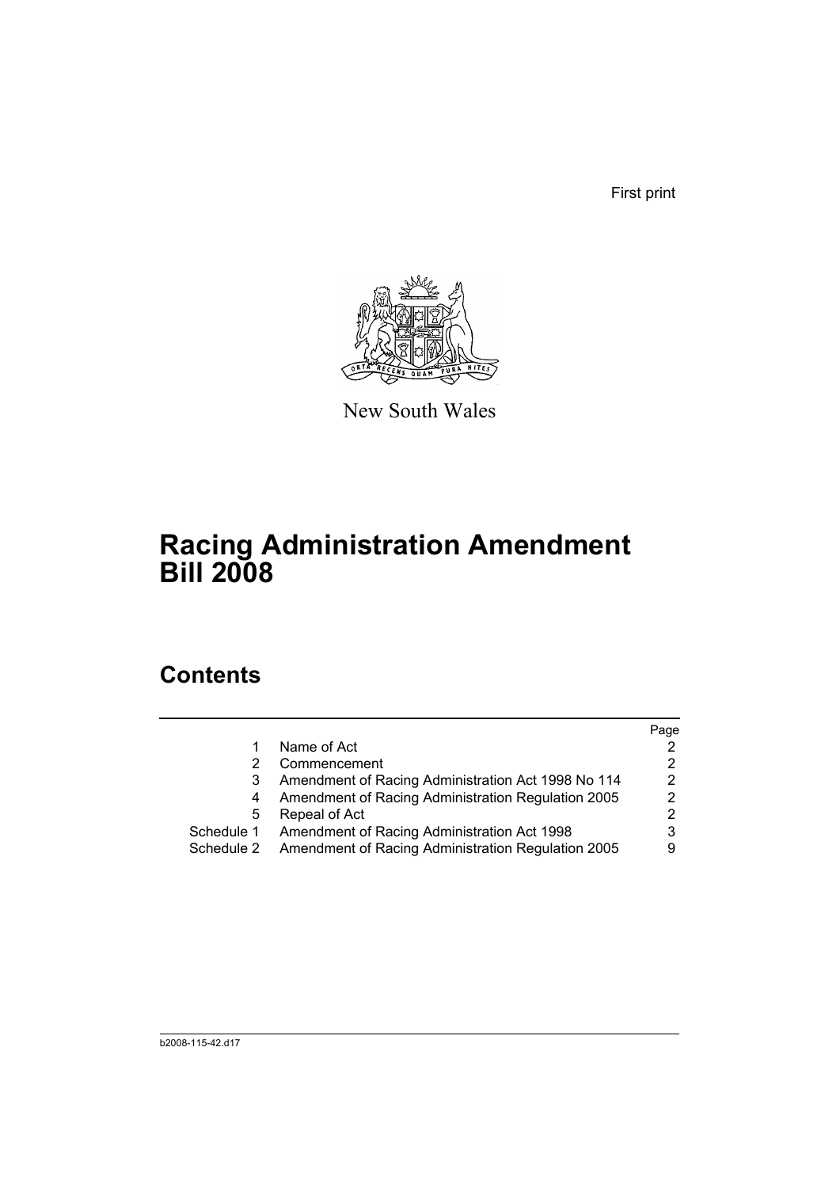First print

New South Wales

# Racing Administration Amendment Bill 2008

## Contents

| | | Page |
|---|---|---|
| 1 | Name of Act | 2 |
| 2 | Commencement | 2 |
| 3 | Amendment of Racing Administration Act 1998 No 114 | 2 |
| 4 | Amendment of Racing Administration Regulation 2005 | 2 |
| 5 | Repeal of Act | 2 |
| Schedule 1 | Amendment of Racing Administration Act 1998 | 3 |
| Schedule 2 | Amendment of Racing Administration Regulation 2005 | 9 |

b2008-115-42.d17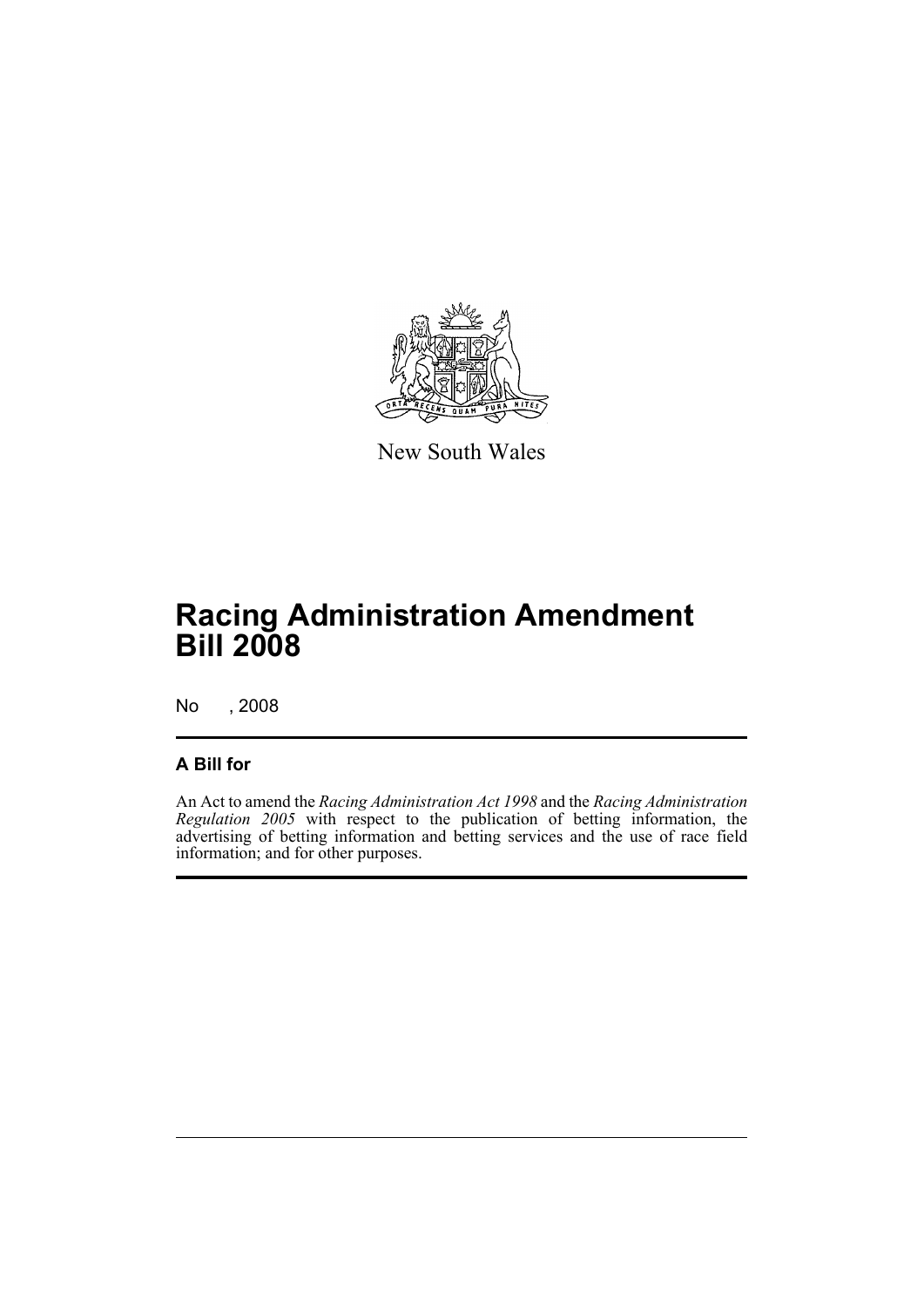New South Wales

# Racing Administration Amendment Bill 2008

No , 2008

## A Bill for

An Act to amend the *Racing Administration Act 1998* and the *Racing Administration Regulation 2005* with respect to the publication of betting information, the advertising of betting information and betting services and the use of race field information; and for other purposes.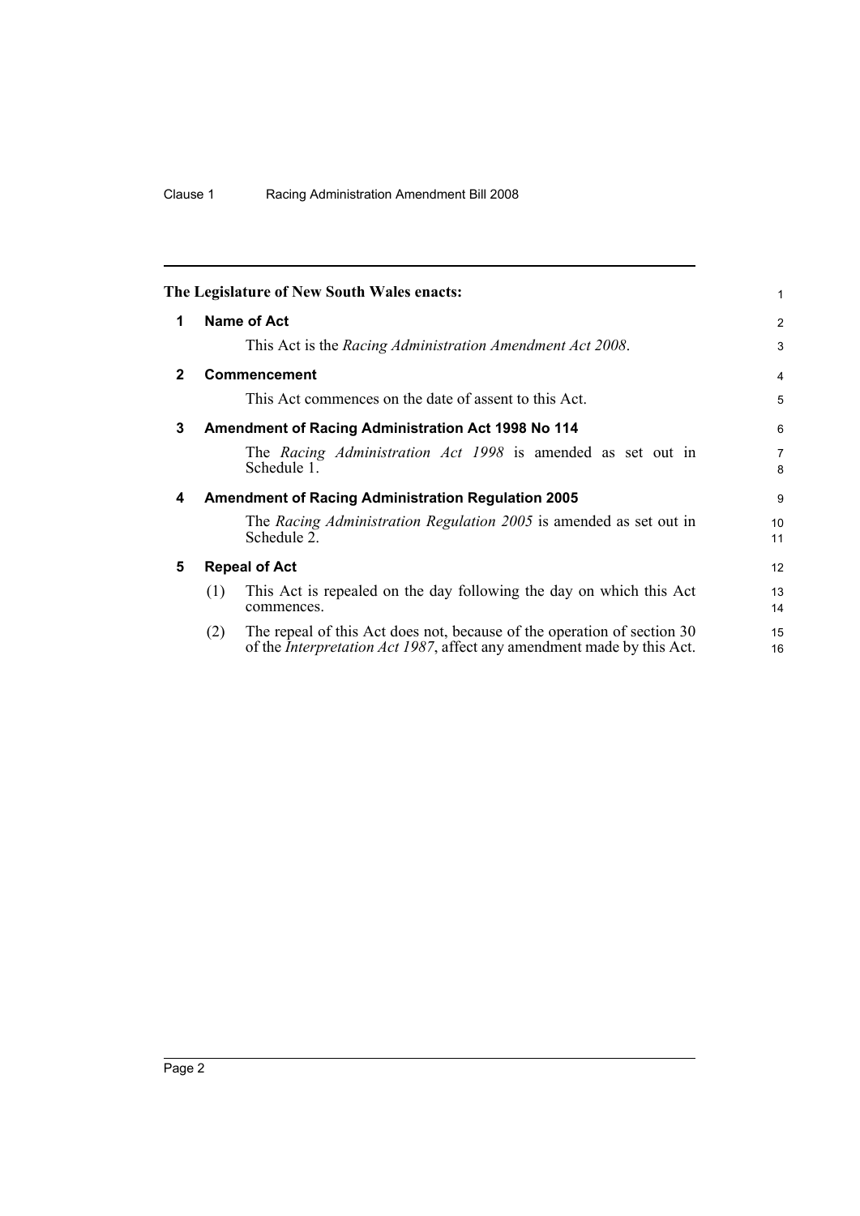**The Legislature of New South Wales enacts:**

## 1 Name of Act

This Act is the *Racing Administration Amendment Act 2008*.

## 2 Commencement

This Act commences on the date of assent to this Act.

## 3 Amendment of Racing Administration Act 1998 No 114

The *Racing Administration Act 1998* is amended as set out in Schedule 1.

## 4 Amendment of Racing Administration Regulation 2005

The *Racing Administration Regulation 2005* is amended as set out in Schedule 2.

## 5 Repeal of Act

(1) This Act is repealed on the day following the day on which this Act commences.

(2) The repeal of this Act does not, because of the operation of section 30 of the *Interpretation Act 1987*, affect any amendment made by this Act.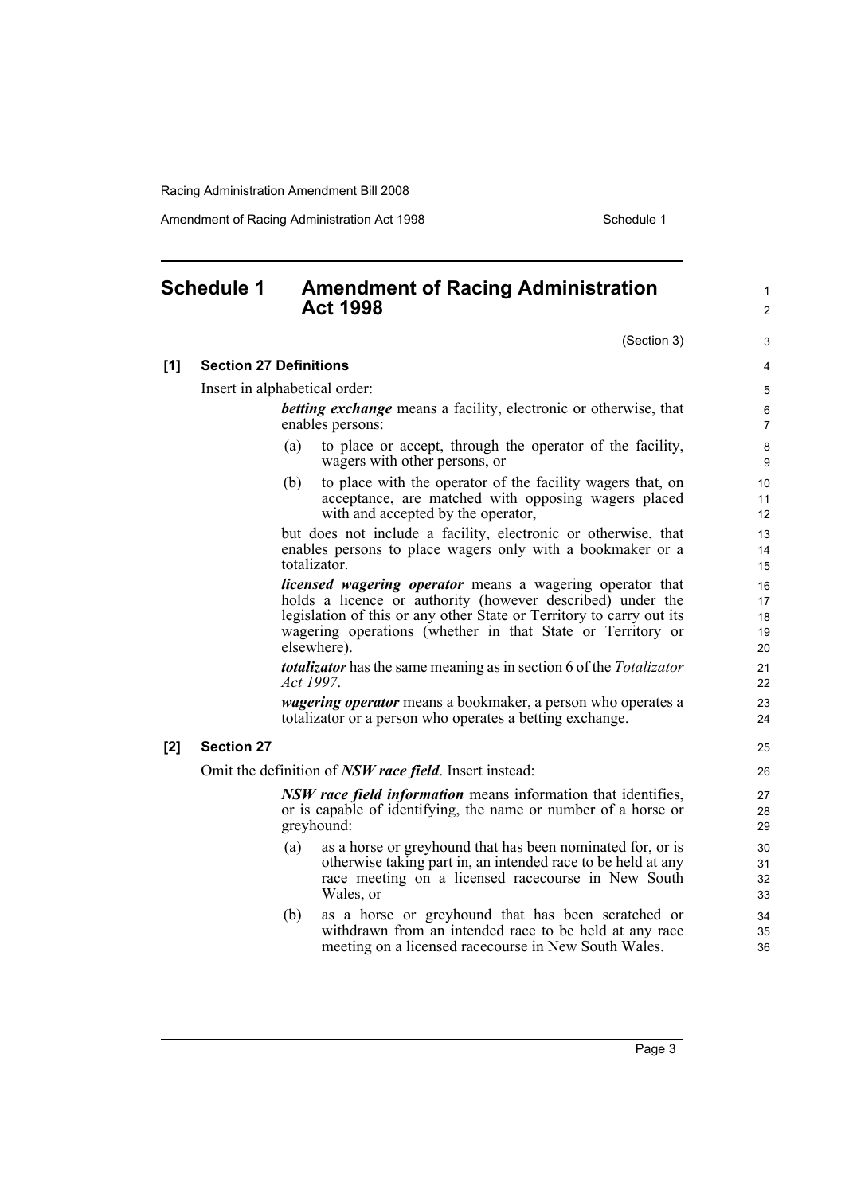# Schedule 1 Amendment of Racing Administration Act 1998

(Section 3)

**[1] Section 27 Definitions**

Insert in alphabetical order:

> ***betting exchange*** means a facility, electronic or otherwise, that enables persons:
>
> (a) to place or accept, through the operator of the facility, wagers with other persons, or
>
> (b) to place with the operator of the facility wagers that, on acceptance, are matched with opposing wagers placed with and accepted by the operator,
>
> but does not include a facility, electronic or otherwise, that enables persons to place wagers only with a bookmaker or a totalizator.
>
> ***licensed wagering operator*** means a wagering operator that holds a licence or authority (however described) under the legislation of this or any other State or Territory to carry out its wagering operations (whether in that State or Territory or elsewhere).
>
> ***totalizator*** has the same meaning as in section 6 of the *Totalizator Act 1997*.
>
> ***wagering operator*** means a bookmaker, a person who operates a totalizator or a person who operates a betting exchange.

**[2] Section 27**

Omit the definition of ***NSW race field***. Insert instead:

> ***NSW race field information*** means information that identifies, or is capable of identifying, the name or number of a horse or greyhound:
>
> (a) as a horse or greyhound that has been nominated for, or is otherwise taking part in, an intended race to be held at any race meeting on a licensed racecourse in New South Wales, or
>
> (b) as a horse or greyhound that has been scratched or withdrawn from an intended race to be held at any race meeting on a licensed racecourse in New South Wales.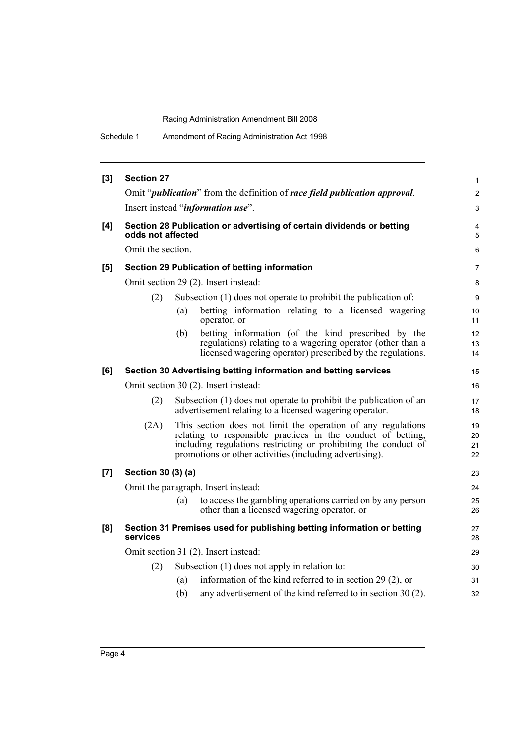**[3] Section 27**

Omit "***publication***" from the definition of ***race field publication approval***.

Insert instead "***information use***".

**[4] Section 28 Publication or advertising of certain dividends or betting odds not affected**

Omit the section.

**[5] Section 29 Publication of betting information**

Omit section 29 (2). Insert instead:

(2) Subsection (1) does not operate to prohibit the publication of:

(a) betting information relating to a licensed wagering operator, or

(b) betting information (of the kind prescribed by the regulations) relating to a wagering operator (other than a licensed wagering operator) prescribed by the regulations.

**[6] Section 30 Advertising betting information and betting services**

Omit section 30 (2). Insert instead:

(2) Subsection (1) does not operate to prohibit the publication of an advertisement relating to a licensed wagering operator.

(2A) This section does not limit the operation of any regulations relating to responsible practices in the conduct of betting, including regulations restricting or prohibiting the conduct of promotions or other activities (including advertising).

**[7] Section 30 (3) (a)**

Omit the paragraph. Insert instead:

(a) to access the gambling operations carried on by any person other than a licensed wagering operator, or

**[8] Section 31 Premises used for publishing betting information or betting services**

Omit section 31 (2). Insert instead:

(2) Subsection (1) does not apply in relation to:

(a) information of the kind referred to in section 29 (2), or

(b) any advertisement of the kind referred to in section 30 (2).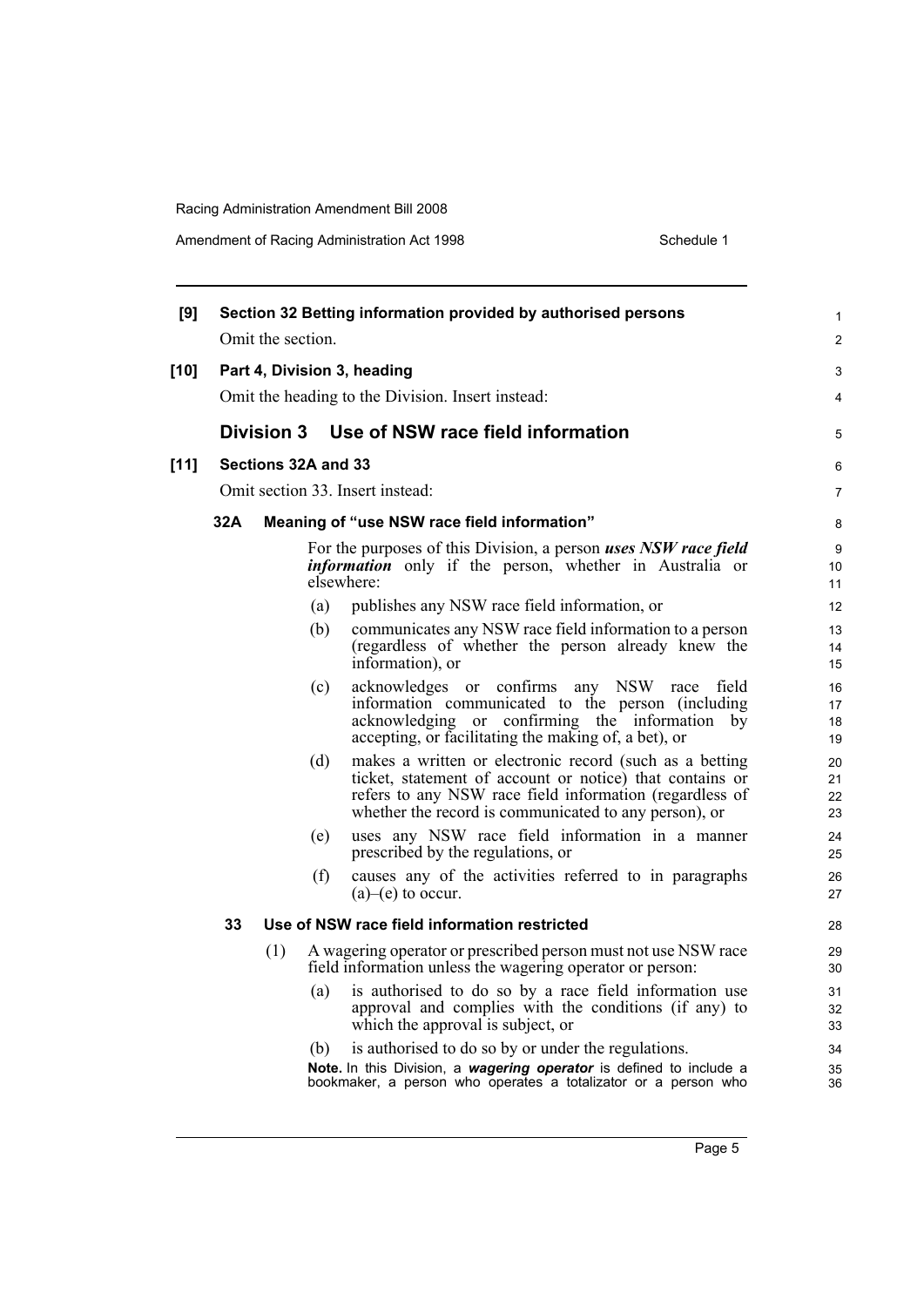**[9] Section 32 Betting information provided by authorised persons**

Omit the section.

**[10] Part 4, Division 3, heading**

Omit the heading to the Division. Insert instead:

## Division 3 Use of NSW race field information

**[11] Sections 32A and 33**

Omit section 33. Insert instead:

### 32A Meaning of "use NSW race field information"

For the purposes of this Division, a person ***uses NSW race field information*** only if the person, whether in Australia or elsewhere:

(a) publishes any NSW race field information, or

(b) communicates any NSW race field information to a person (regardless of whether the person already knew the information), or

(c) acknowledges or confirms any NSW race field information communicated to the person (including acknowledging or confirming the information by accepting, or facilitating the making of, a bet), or

(d) makes a written or electronic record (such as a betting ticket, statement of account or notice) that contains or refers to any NSW race field information (regardless of whether the record is communicated to any person), or

(e) uses any NSW race field information in a manner prescribed by the regulations, or

(f) causes any of the activities referred to in paragraphs (a)–(e) to occur.

### 33 Use of NSW race field information restricted

(1) A wagering operator or prescribed person must not use NSW race field information unless the wagering operator or person:

(a) is authorised to do so by a race field information use approval and complies with the conditions (if any) to which the approval is subject, or

(b) is authorised to do so by or under the regulations.

**Note.** In this Division, a ***wagering operator*** is defined to include a bookmaker, a person who operates a totalizator or a person who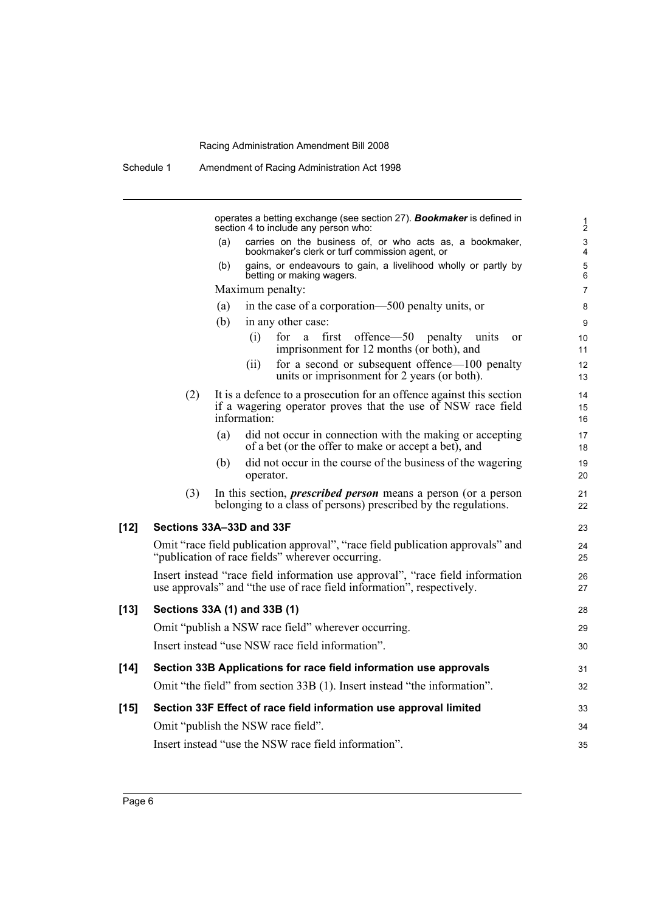operates a betting exchange (see section 27). ***Bookmaker*** is defined in section 4 to include any person who:

(a) carries on the business of, or who acts as, a bookmaker, bookmaker's clerk or turf commission agent, or

(b) gains, or endeavours to gain, a livelihood wholly or partly by betting or making wagers.

Maximum penalty:

(a) in the case of a corporation—500 penalty units, or

(b) in any other case:

(i) for a first offence—50 penalty units or imprisonment for 12 months (or both), and

(ii) for a second or subsequent offence—100 penalty units or imprisonment for 2 years (or both).

(2) It is a defence to a prosecution for an offence against this section if a wagering operator proves that the use of NSW race field information:

(a) did not occur in connection with the making or accepting of a bet (or the offer to make or accept a bet), and

(b) did not occur in the course of the business of the wagering operator.

(3) In this section, ***prescribed person*** means a person (or a person belonging to a class of persons) prescribed by the regulations.

**[12] Sections 33A–33D and 33F**

Omit "race field publication approval", "race field publication approvals" and "publication of race fields" wherever occurring.

Insert instead "race field information use approval", "race field information use approvals" and "the use of race field information", respectively.

**[13] Sections 33A (1) and 33B (1)**

Omit "publish a NSW race field" wherever occurring.

Insert instead "use NSW race field information".

**[14] Section 33B Applications for race field information use approvals**

Omit "the field" from section 33B (1). Insert instead "the information".

**[15] Section 33F Effect of race field information use approval limited**

Omit "publish the NSW race field".

Insert instead "use the NSW race field information".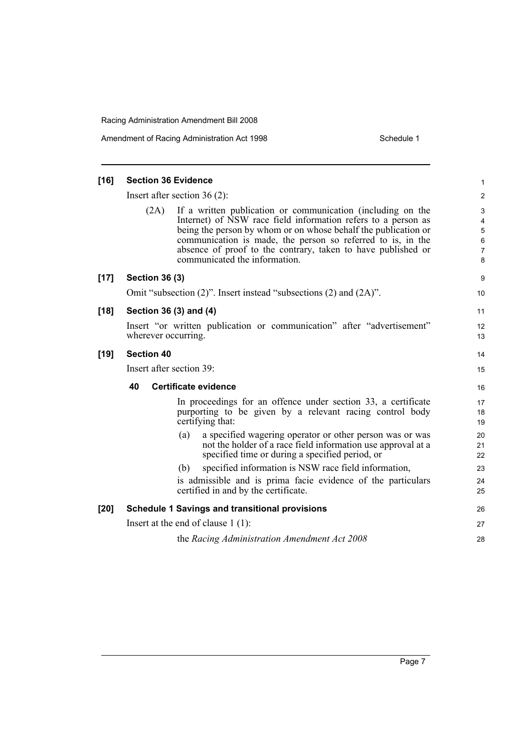**[16] Section 36 Evidence**

Insert after section 36 (2):

(2A) If a written publication or communication (including on the Internet) of NSW race field information refers to a person as being the person by whom or on whose behalf the publication or communication is made, the person so referred to is, in the absence of proof to the contrary, taken to have published or communicated the information.

**[17] Section 36 (3)**

Omit "subsection (2)". Insert instead "subsections (2) and (2A)".

**[18] Section 36 (3) and (4)**

Insert "or written publication or communication" after "advertisement" wherever occurring.

**[19] Section 40**

Insert after section 39:

**40 Certificate evidence**

In proceedings for an offence under section 33, a certificate purporting to be given by a relevant racing control body certifying that:

(a) a specified wagering operator or other person was or was not the holder of a race field information use approval at a specified time or during a specified period, or

(b) specified information is NSW race field information,

is admissible and is prima facie evidence of the particulars certified in and by the certificate.

**[20] Schedule 1 Savings and transitional provisions**

Insert at the end of clause 1 (1):

the *Racing Administration Amendment Act 2008*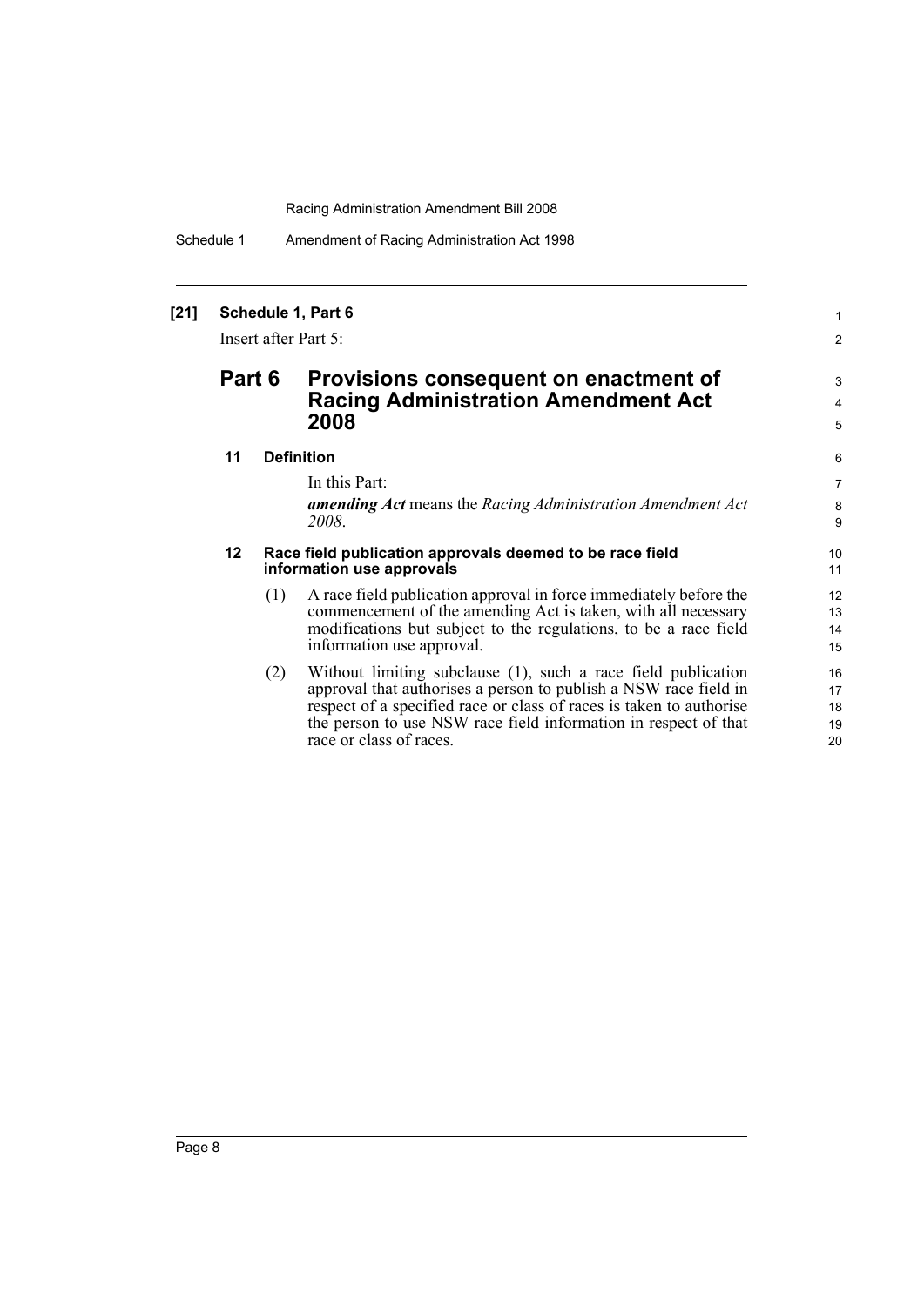**[21] Schedule 1, Part 6**

Insert after Part 5:

## Part 6 Provisions consequent on enactment of Racing Administration Amendment Act 2008

### 11 Definition

In this Part:

***amending Act*** means the *Racing Administration Amendment Act 2008*.

### 12 Race field publication approvals deemed to be race field information use approvals

(1) A race field publication approval in force immediately before the commencement of the amending Act is taken, with all necessary modifications but subject to the regulations, to be a race field information use approval.

(2) Without limiting subclause (1), such a race field publication approval that authorises a person to publish a NSW race field in respect of a specified race or class of races is taken to authorise the person to use NSW race field information in respect of that race or class of races.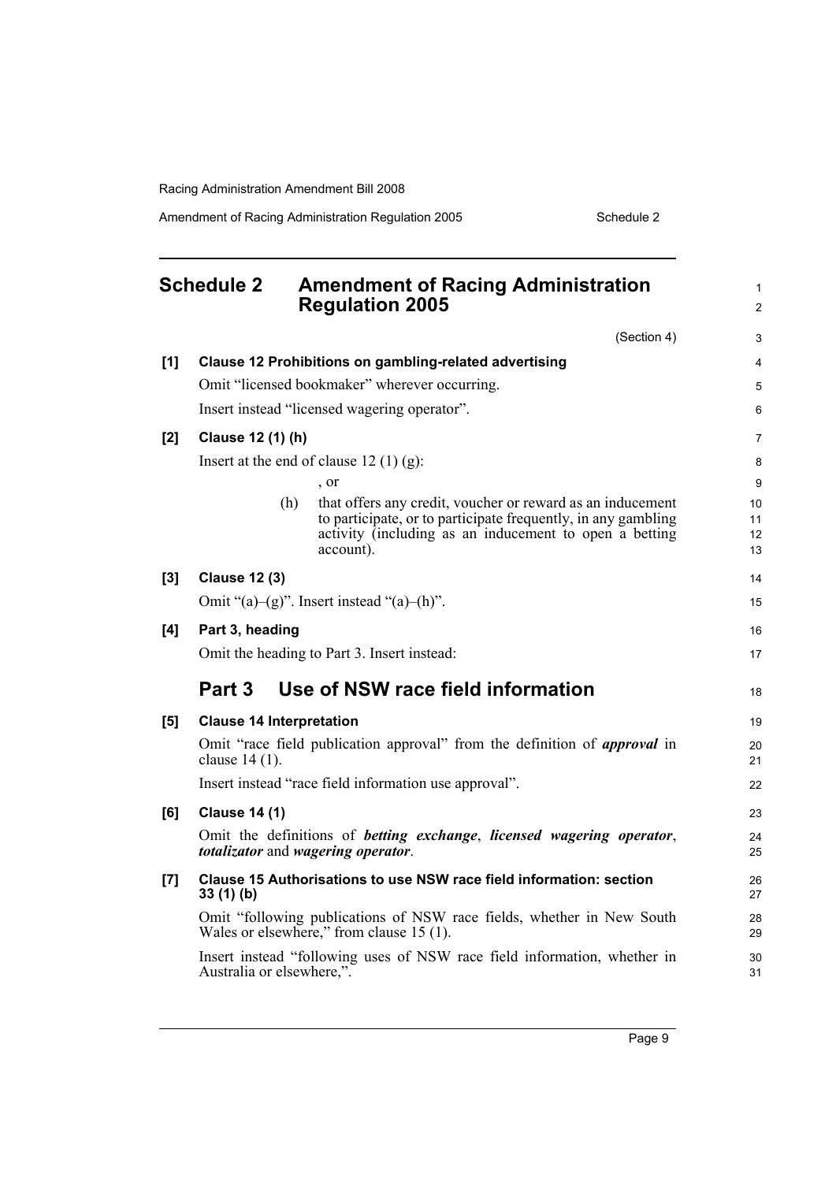## Schedule 2 Amendment of Racing Administration Regulation 2005

(Section 4)

**[1] Clause 12 Prohibitions on gambling-related advertising**

Omit "licensed bookmaker" wherever occurring.

Insert instead "licensed wagering operator".

**[2] Clause 12 (1) (h)**

Insert at the end of clause 12 (1) (g):

, or

(h) that offers any credit, voucher or reward as an inducement to participate, or to participate frequently, in any gambling activity (including as an inducement to open a betting account).

**[3] Clause 12 (3)**

Omit "(a)–(g)". Insert instead "(a)–(h)".

**[4] Part 3, heading**

Omit the heading to Part 3. Insert instead:

### Part 3 Use of NSW race field information

**[5] Clause 14 Interpretation**

Omit "race field publication approval" from the definition of ***approval*** in clause 14 (1).

Insert instead "race field information use approval".

**[6] Clause 14 (1)**

Omit the definitions of ***betting exchange***, ***licensed wagering operator***, ***totalizator*** and ***wagering operator***.

**[7] Clause 15 Authorisations to use NSW race field information: section 33 (1) (b)**

Omit "following publications of NSW race fields, whether in New South Wales or elsewhere," from clause 15 (1).

Insert instead "following uses of NSW race field information, whether in Australia or elsewhere,".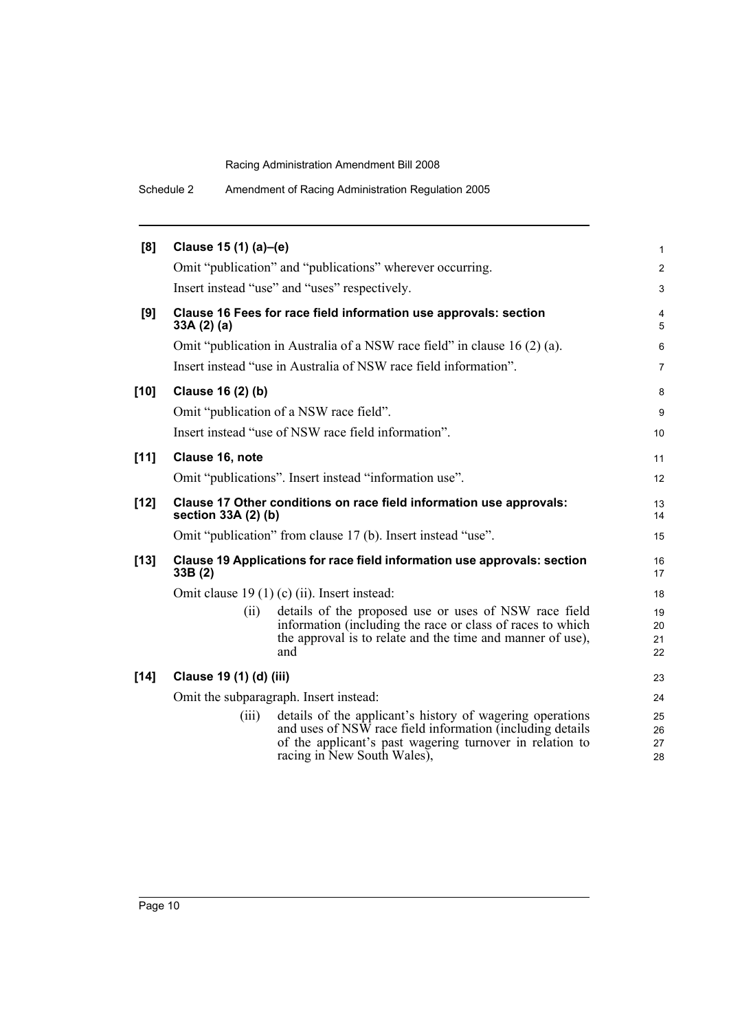**[8] Clause 15 (1) (a)–(e)**

Omit "publication" and "publications" wherever occurring.

Insert instead "use" and "uses" respectively.

**[9] Clause 16 Fees for race field information use approvals: section 33A (2) (a)**

Omit "publication in Australia of a NSW race field" in clause 16 (2) (a).

Insert instead "use in Australia of NSW race field information".

**[10] Clause 16 (2) (b)**

Omit "publication of a NSW race field".

Insert instead "use of NSW race field information".

**[11] Clause 16, note**

Omit "publications". Insert instead "information use".

**[12] Clause 17 Other conditions on race field information use approvals: section 33A (2) (b)**

Omit "publication" from clause 17 (b). Insert instead "use".

**[13] Clause 19 Applications for race field information use approvals: section 33B (2)**

Omit clause 19 (1) (c) (ii). Insert instead:

> (ii) details of the proposed use or uses of NSW race field information (including the race or class of races to which the approval is to relate and the time and manner of use), and

**[14] Clause 19 (1) (d) (iii)**

Omit the subparagraph. Insert instead:

> (iii) details of the applicant's history of wagering operations and uses of NSW race field information (including details of the applicant's past wagering turnover in relation to racing in New South Wales),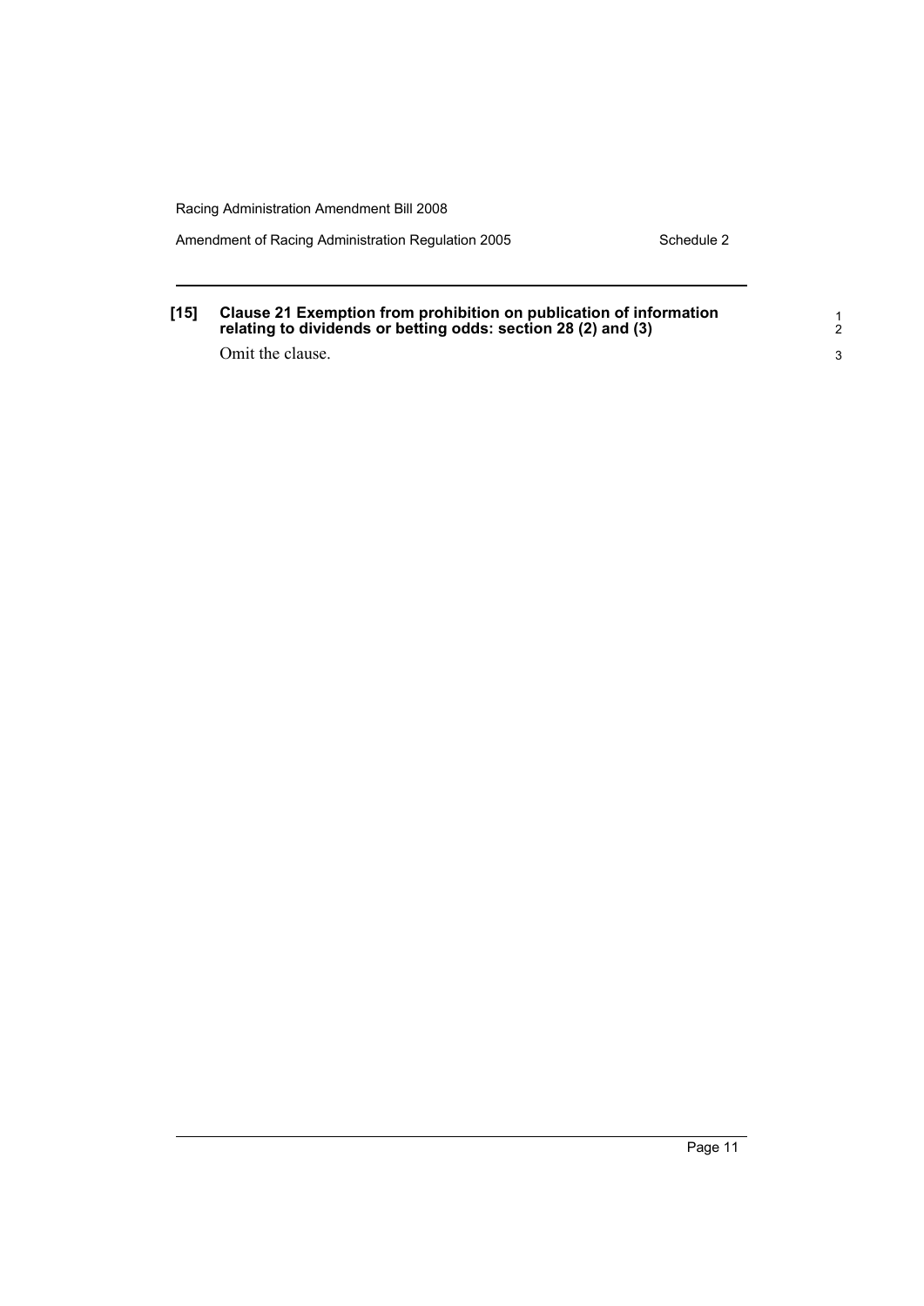**[15] Clause 21 Exemption from prohibition on publication of information relating to dividends or betting odds: section 28 (2) and (3)**

Omit the clause.